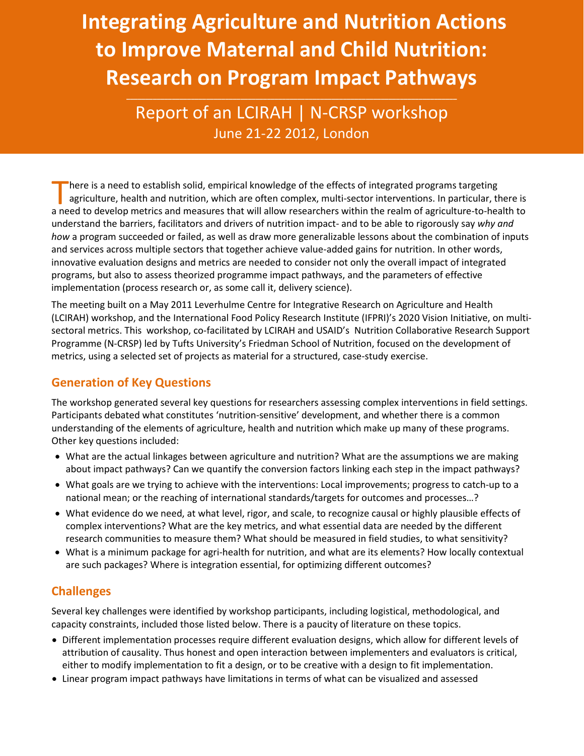# Integrating Agriculture and Nutrition Actions to Improve Maternal and Child Nutrition: Research on Program Impact Pathways

## Report of an LCIRAH | N-CRSP workshop

June 21-22 2012, London

There is a need to establish solid, empirical knowledge of the effects of integrated programs targeting agriculture, health and nutrition, which are often complex, multi-sector interventions. In particular, there is a need to develop metrics and measures that will allow researchers within the realm of agriculture-to-health to understand the barriers, facilitators and drivers of nutrition impact- and to be able to rigorously say *why and how* a program succeeded or failed, as well as draw more generalizable lessons about the combination of inputs and services across multiple sectors that together achieve value-added gains for nutrition. In other words, innovative evaluation designs and metrics are needed to consider not only the overall impact of integrated programs, but also to assess theorized programme impact pathways, and the parameters of effective implementation (process research or, as some call it, delivery science).

The meeting built on a May 2011 Leverhulme Centre for Integrative Research on Agriculture and Health (LCIRAH) workshop, and the International Food Policy Research Institute (IFPRI)'s 2020 Vision Initiative, on multi-sectoral metrics. This workshop, co-facilitated by LCIRAH and USAID's Nutrition Collaborative Research Support Programme (N-CRSP) led by Tufts University's Friedman School of Nutrition, focused on the development of metrics, using a selected set of projects as material for a structured, case-study exercise.

## Generation of Key Questions

The workshop generated several key questions for researchers assessing complex interventions in field settings. Participants debated what constitutes 'nutrition-sensitive' development, and whether there is a common understanding of the elements of agriculture, health and nutrition which make up many of these programs. Other key questions included:

- What are the actual linkages between agriculture and nutrition? What are the assumptions we are making about impact pathways? Can we quantify the conversion factors linking each step in the impact pathways?
- What goals are we trying to achieve with the interventions: Local improvements; progress to catch-up to a national mean; or the reaching of international standards/targets for outcomes and processes…?
- What evidence do we need, at what level, rigor, and scale, to recognize causal or highly plausible effects of complex interventions? What are the key metrics, and what essential data are needed by the different research communities to measure them? What should be measured in field studies, to what sensitivity?
- What is a minimum package for agri-health for nutrition, and what are its elements? How locally contextual are such packages? Where is integration essential, for optimizing different outcomes?

## Challenges

Several key challenges were identified by workshop participants, including logistical, methodological, and capacity constraints, included those listed below. There is a paucity of literature on these topics.

- Different implementation processes require different evaluation designs, which allow for different levels of attribution of causality. Thus honest and open interaction between implementers and evaluators is critical, either to modify implementation to fit a design, or to be creative with a design to fit implementation.
- Linear program impact pathways have limitations in terms of what can be visualized and assessed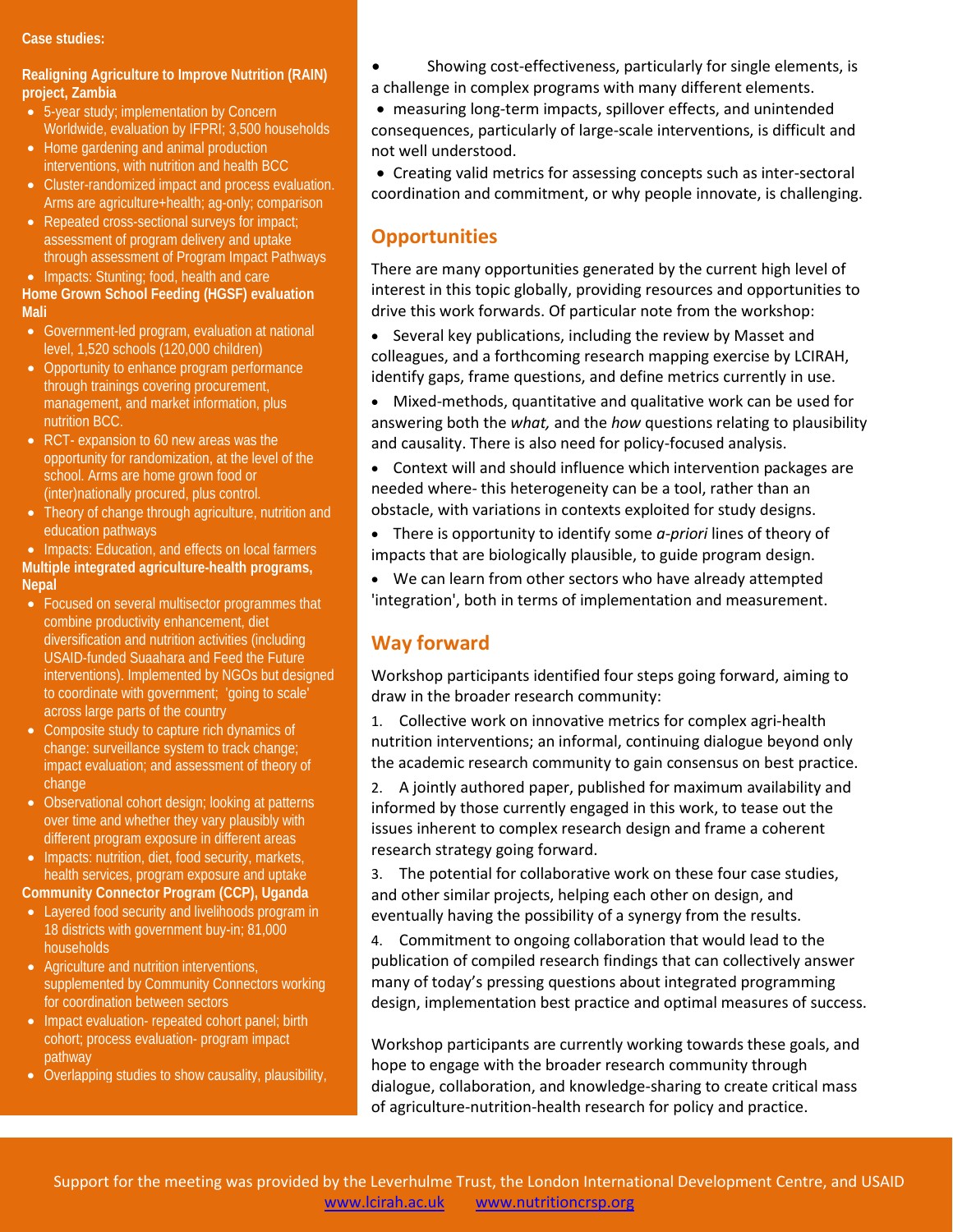**Case studies:**

**Realigning Agriculture to Improve Nutrition (RAIN) project, Zambia**

- 5-year study; implementation by Concern Worldwide, evaluation by IFPRI; 3,500 households
- Home gardening and animal production interventions, with nutrition and health BCC
- Cluster-randomized impact and process evaluation. Arms are agriculture+health; ag-only; comparison
- Repeated cross-sectional surveys for impact; assessment of program delivery and uptake through assessment of Program Impact Pathways
- Impacts: Stunting; food, health and care

**Home Grown School Feeding (HGSF) evaluation Mali**

- Government-led program, evaluation at national level, 1,520 schools (120,000 children)
- Opportunity to enhance program performance through trainings covering procurement, management, and market information, plus nutrition BCC.
- RCT- expansion to 60 new areas was the opportunity for randomization, at the level of the school. Arms are home grown food or (inter)nationally procured, plus control.
- Theory of change through agriculture, nutrition and education pathways
- Impacts: Education, and effects on local farmers

**Multiple integrated agriculture-health programs, Nepal**

- Focused on several multisector programmes that combine productivity enhancement, diet diversification and nutrition activities (including USAID-funded Suaahara and Feed the Future interventions). Implemented by NGOs but designed to coordinate with government; 'going to scale' across large parts of the country
- Composite study to capture rich dynamics of change: surveillance system to track change; impact evaluation; and assessment of theory of change
- Observational cohort design; looking at patterns over time and whether they vary plausibly with different program exposure in different areas
- Impacts: nutrition, diet, food security, markets, health services, program exposure and uptake

**Community Connector Program (CCP), Uganda**

- Layered food security and livelihoods program in 18 districts with government buy-in; 81,000 households
- Agriculture and nutrition interventions, supplemented by Community Connectors working for coordination between sectors
- Impact evaluation- repeated cohort panel; birth cohort; process evaluation- program impact pathway
- Overlapping studies to show causality, plausibility,

- Showing cost-effectiveness, particularly for single elements, is a challenge in complex programs with many different elements.
- measuring long-term impacts, spillover effects, and unintended consequences, particularly of large-scale interventions, is difficult and not well understood.
- Creating valid metrics for assessing concepts such as inter-sectoral coordination and commitment, or why people innovate, is challenging.

## Opportunities

There are many opportunities generated by the current high level of interest in this topic globally, providing resources and opportunities to drive this work forwards. Of particular note from the workshop:

- Several key publications, including the review by Masset and colleagues, and a forthcoming research mapping exercise by LCIRAH, identify gaps, frame questions, and define metrics currently in use.
- Mixed-methods, quantitative and qualitative work can be used for answering both the *what,* and the *how* questions relating to plausibility and causality. There is also need for policy-focused analysis.
- Context will and should influence which intervention packages are needed where- this heterogeneity can be a tool, rather than an obstacle, with variations in contexts exploited for study designs.
- There is opportunity to identify some *a-priori* lines of theory of impacts that are biologically plausible, to guide program design.
- We can learn from other sectors who have already attempted 'integration', both in terms of implementation and measurement.

## Way forward

Workshop participants identified four steps going forward, aiming to draw in the broader research community:

1. Collective work on innovative metrics for complex agri-health nutrition interventions; an informal, continuing dialogue beyond only the academic research community to gain consensus on best practice.
2. A jointly authored paper, published for maximum availability and informed by those currently engaged in this work, to tease out the issues inherent to complex research design and frame a coherent research strategy going forward.
3. The potential for collaborative work on these four case studies, and other similar projects, helping each other on design, and eventually having the possibility of a synergy from the results.
4. Commitment to ongoing collaboration that would lead to the publication of compiled research findings that can collectively answer many of today's pressing questions about integrated programming design, implementation best practice and optimal measures of success.

Workshop participants are currently working towards these goals, and hope to engage with the broader research community through dialogue, collaboration, and knowledge-sharing to create critical mass of agriculture-nutrition-health research for policy and practice.

Support for the meeting was provided by the Leverhulme Trust, the London International Development Centre, and USAID
www.lcirah.ac.uk www.nutritioncrsp.org